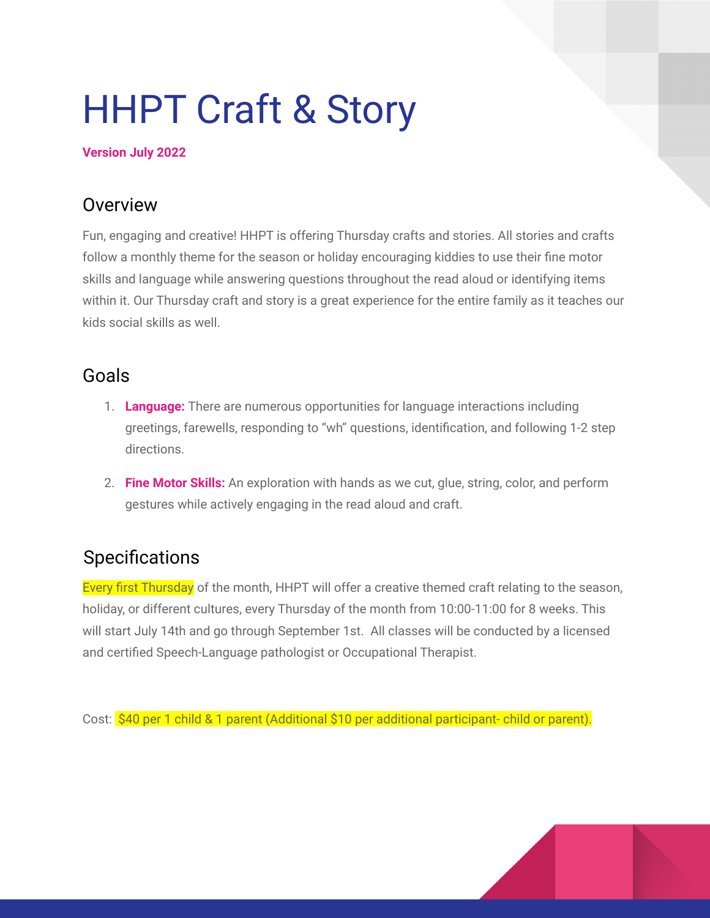# HHPT Craft & Story

**Version July 2022**

## Overview

Fun, engaging and creative! HHPT is offering Thursday crafts and stories. All stories and crafts follow a monthly theme for the season or holiday encouraging kiddies to use their fine motor skills and language while answering questions throughout the read aloud or identifying items within it. Our Thursday craft and story is a great experience for the entire family as it teaches our kids social skills as well.

## Goals

1. **Language:** There are numerous opportunities for language interactions including greetings, farewells, responding to "wh" questions, identification, and following 1-2 step directions.

2. **Fine Motor Skills:** An exploration with hands as we cut, glue, string, color, and perform gestures while actively engaging in the read aloud and craft.

## Specifications

Every first Thursday of the month, HHPT will offer a creative themed craft relating to the season, holiday, or different cultures, every Thursday of the month from 10:00-11:00 for 8 weeks. This will start July 14th and go through September 1st. All classes will be conducted by a licensed and certified Speech-Language pathologist or Occupational Therapist.

Cost: $40 per 1 child & 1 parent (Additional $10 per additional participant- child or parent).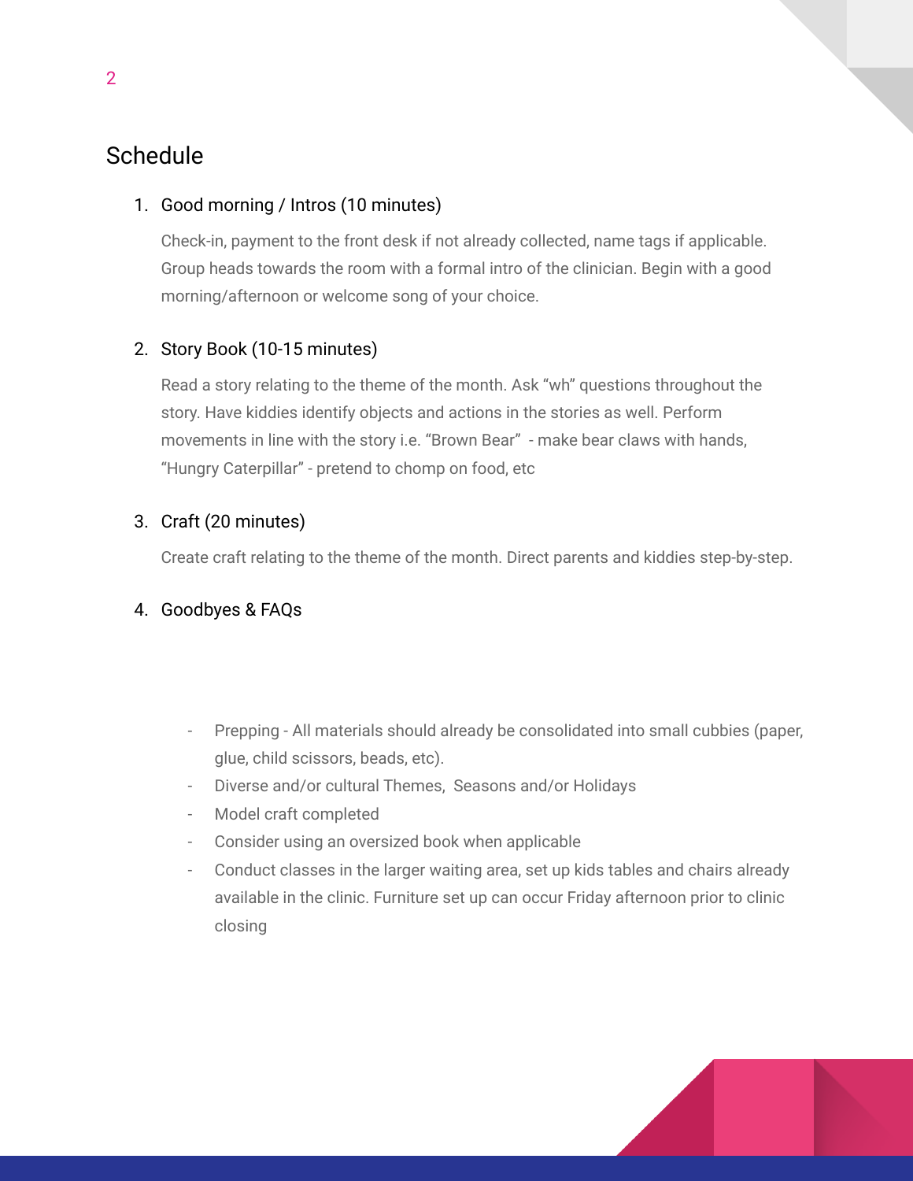# Schedule

1. Good morning / Intros (10 minutes)

   Check-in, payment to the front desk if not already collected, name tags if applicable. Group heads towards the room with a formal intro of the clinician. Begin with a good morning/afternoon or welcome song of your choice.

2. Story Book (10-15 minutes)

   Read a story relating to the theme of the month. Ask "wh" questions throughout the story. Have kiddies identify objects and actions in the stories as well. Perform movements in line with the story i.e. "Brown Bear" - make bear claws with hands, "Hungry Caterpillar" - pretend to chomp on food, etc

3. Craft (20 minutes)

   Create craft relating to the theme of the month. Direct parents and kiddies step-by-step.

4. Goodbyes & FAQs

- Prepping - All materials should already be consolidated into small cubbies (paper, glue, child scissors, beads, etc).
- Diverse and/or cultural Themes, Seasons and/or Holidays
- Model craft completed
- Consider using an oversized book when applicable
- Conduct classes in the larger waiting area, set up kids tables and chairs already available in the clinic. Furniture set up can occur Friday afternoon prior to clinic closing